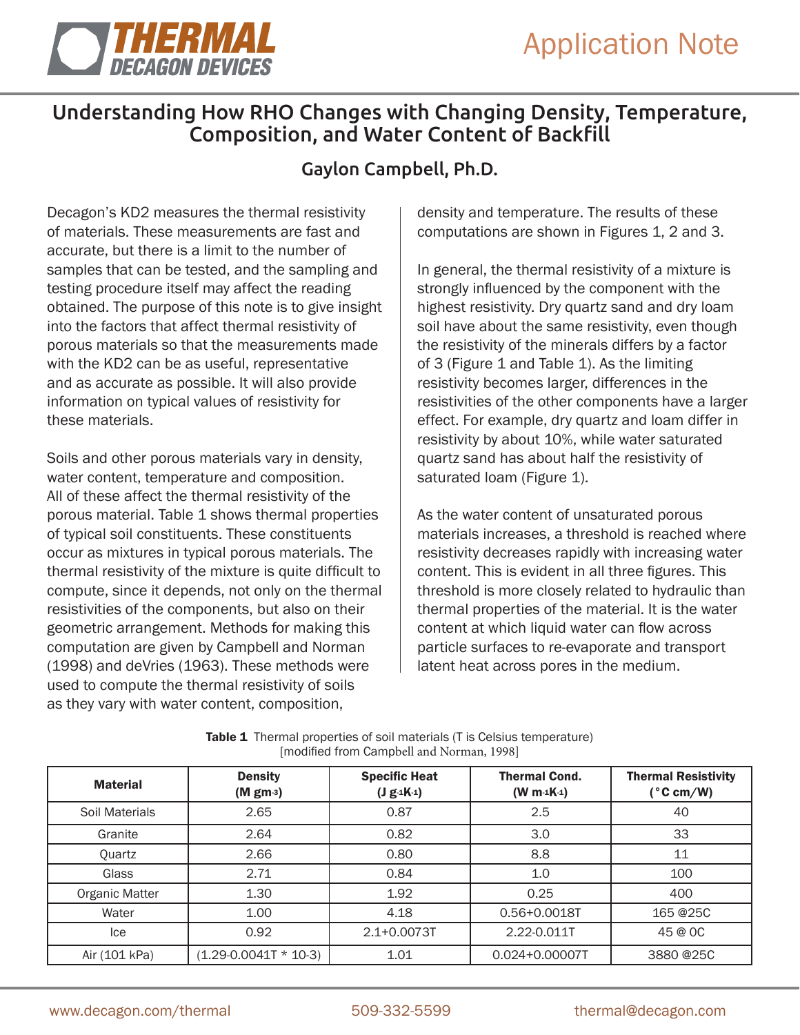# Understanding How RHO Changes with Changing Density, Temperature, Composition, and Water Content of Backfill

## Gaylon Campbell, Ph.D.

Decagon's KD2 measures the thermal resistivity of materials. These measurements are fast and accurate, but there is a limit to the number of samples that can be tested, and the sampling and testing procedure itself may affect the reading obtained. The purpose of this note is to give insight into the factors that affect thermal resistivity of porous materials so that the measurements made with the KD2 can be as useful, representative and as accurate as possible. It will also provide information on typical values of resistivity for these materials.

Soils and other porous materials vary in density, water content, temperature and composition. All of these affect the thermal resistivity of the porous material. Table 1 shows thermal properties of typical soil constituents. These constituents occur as mixtures in typical porous materials. The thermal resistivity of the mixture is quite difficult to compute, since it depends, not only on the thermal resistivities of the components, but also on their geometric arrangement. Methods for making this computation are given by Campbell and Norman (1998) and deVries (1963). These methods were used to compute the thermal resistivity of soils as they vary with water content, composition, density and temperature. The results of these computations are shown in Figures 1, 2 and 3.

In general, the thermal resistivity of a mixture is strongly influenced by the component with the highest resistivity. Dry quartz sand and dry loam soil have about the same resistivity, even though the resistivity of the minerals differs by a factor of 3 (Figure 1 and Table 1). As the limiting resistivity becomes larger, differences in the resistivities of the other components have a larger effect. For example, dry quartz and loam differ in resistivity by about 10%, while water saturated quartz sand has about half the resistivity of saturated loam (Figure 1).

As the water content of unsaturated porous materials increases, a threshold is reached where resistivity decreases rapidly with increasing water content. This is evident in all three figures. This threshold is more closely related to hydraulic than thermal properties of the material. It is the water content at which liquid water can flow across particle surfaces to re-evaporate and transport latent heat across pores in the medium.

**Table 1** Thermal properties of soil materials (T is Celsius temperature) [modified from Campbell and Norman, 1998]

| Material | Density ($M\ gm^{-3}$) | Specific Heat ($J\ g^{-1}K^{-1}$) | Thermal Cond. ($W\ m^{-1}K^{-1}$) | Thermal Resistivity (°C cm/W) |
|---|---|---|---|---|
| Soil Materials | 2.65 | 0.87 | 2.5 | 40 |
| Granite | 2.64 | 0.82 | 3.0 | 33 |
| Quartz | 2.66 | 0.80 | 8.8 | 11 |
| Glass | 2.71 | 0.84 | 1.0 | 100 |
| Organic Matter | 1.30 | 1.92 | 0.25 | 400 |
| Water | 1.00 | 4.18 | 0.56+0.0018T | 165 @25C |
| Ice | 0.92 | 2.1+0.0073T | 2.22-0.011T | 45 @ 0C |
| Air (101 kPa) | (1.29-0.0041T * 10-3) | 1.01 | 0.024+0.00007T | 3880 @25C |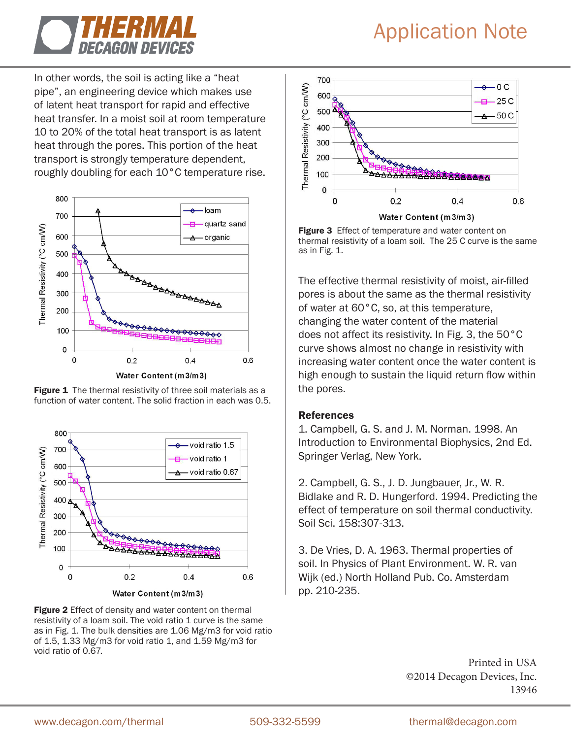In other words, the soil is acting like a "heat pipe", an engineering device which makes use of latent heat transport for rapid and effective heat transfer. In a moist soil at room temperature 10 to 20% of the total heat transport is as latent heat through the pores. This portion of the heat transport is strongly temperature dependent, roughly doubling for each 10°C temperature rise.

Thermal Resistivity (°C cm/W)
800
700
600
500
400
300
200
100
0
0
0.2
0.4
0.6
Water Content (m3/m3)
loam
quartz sand
organic

**Figure 1** The thermal resistivity of three soil materials as a function of water content. The solid fraction in each was 0.5.

Thermal Resistivity (°C cm/W)
800
700
600
500
400
300
200
100
0
0
0.2
0.4
0.6
Water Content (m3/m3)
void ratio 1.5
void ratio 1
void ratio 0.67

**Figure 2** Effect of density and water content on thermal resistivity of a loam soil. The void ratio 1 curve is the same as in Fig. 1. The bulk densities are 1.06 Mg/m3 for void ratio of 1.5, 1.33 Mg/m3 for void ratio 1, and 1.59 Mg/m3 for void ratio of 0.67.

Thermal Resistivity (°C cm/W)
700
600
500
400
300
200
100
0
0
0.2
0.4
0.6
Water Content (m3/m3)
0 C
25 C
50 C

**Figure 3** Effect of temperature and water content on thermal resistivity of a loam soil. The 25 C curve is the same as in Fig. 1.

The effective thermal resistivity of moist, air-filled pores is about the same as the thermal resistivity of water at 60°C, so, at this temperature, changing the water content of the material does not affect its resistivity. In Fig. 3, the 50°C curve shows almost no change in resistivity with increasing water content once the water content is high enough to sustain the liquid return flow within the pores.

### References

1. Campbell, G. S. and J. M. Norman. 1998. An Introduction to Environmental Biophysics, 2nd Ed. Springer Verlag, New York.

2. Campbell, G. S., J. D. Jungbauer, Jr., W. R. Bidlake and R. D. Hungerford. 1994. Predicting the effect of temperature on soil thermal conductivity. Soil Sci. 158:307-313.

3. De Vries, D. A. 1963. Thermal properties of soil. In Physics of Plant Environment. W. R. van Wijk (ed.) North Holland Pub. Co. Amsterdam pp. 210-235.

Printed in USA
©2014 Decagon Devices, Inc.
13946